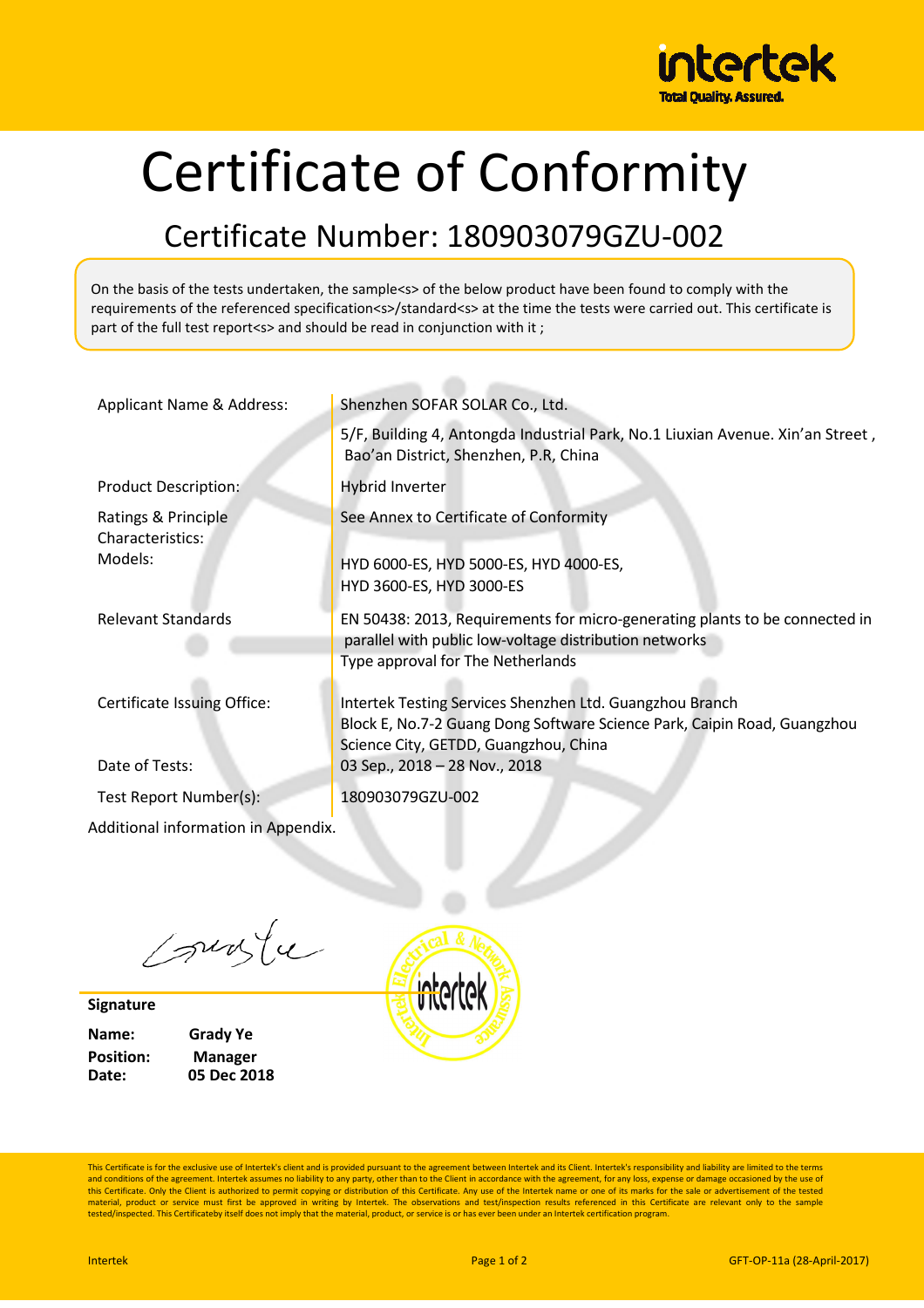# Certificate of Conformity

## Certificate Number: 180903079GZU-002

On the basis of the tests undertaken, the sample<s> of the below product have been found to comply with the requirements of the referenced specification<s>/standard<s> at the time the tests were carried out. This certificate is part of the full test report<s> and should be read in conjunction with it ;

| | |
|---|---|
| Applicant Name & Address: | Shenzhen SOFAR SOLAR Co., Ltd.<br>5/F, Building 4, Antongda Industrial Park, No.1 Liuxian Avenue. Xin'an Street , Bao'an District, Shenzhen, P.R, China |
| Product Description: | Hybrid Inverter |
| Ratings & Principle Characteristics: | See Annex to Certificate of Conformity |
| Models: | HYD 6000-ES, HYD 5000-ES, HYD 4000-ES, HYD 3600-ES, HYD 3000-ES |
| Relevant Standards | EN 50438: 2013, Requirements for micro-generating plants to be connected in parallel with public low-voltage distribution networks<br>Type approval for The Netherlands |
| Certificate Issuing Office: | Intertek Testing Services Shenzhen Ltd. Guangzhou Branch<br>Block E, No.7-2 Guang Dong Software Science Park, Caipin Road, Guangzhou Science City, GETDD, Guangzhou, China |
| Date of Tests: | 03 Sep., 2018 – 28 Nov., 2018 |
| Test Report Number(s): | 180903079GZU-002 |

Additional information in Appendix.

**Signature**

**Name:** **Grady Ye**
**Position:** **Manager**
**Date:** **05 Dec 2018**

This Certificate is for the exclusive use of Intertek's client and is provided pursuant to the agreement between Intertek and its Client. Intertek's responsibility and liability are limited to the terms and conditions of the agreement. Intertek assumes no liability to any party, other than to the Client in accordance with the agreement, for any loss, expense or damage occasioned by the use of this Certificate. Only the Client is authorized to permit copying or distribution of this Certificate. Any use of the Intertek name or one of its marks for the sale or advertisement of the tested material, product or service must first be approved in writing by Intertek. The observations and test/inspection results referenced in this Certificate are relevant only to the sample tested/inspected. This Certificateby itself does not imply that the material, product, or service is or has ever been under an Intertek certification program.

Intertek GFT-OP-11a (28-April-2017)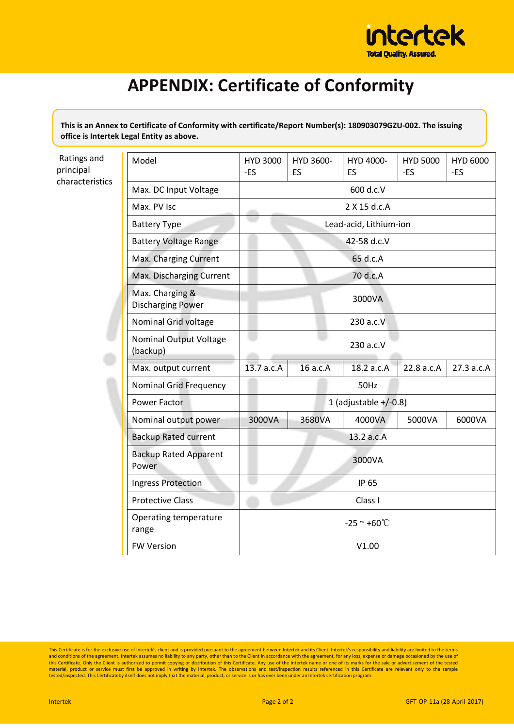# APPENDIX: Certificate of Conformity

**This is an Annex to Certificate of Conformity with certificate/Report Number(s): 180903079GZU-002. The issuing office is Intertek Legal Entity as above.**

Ratings and principal characteristics

| Model | HYD 3000 -ES | HYD 3600-ES | HYD 4000-ES | HYD 5000 -ES | HYD 6000 -ES |
|---|---|---|---|---|---|
| Max. DC Input Voltage | 600 d.c.V | | | | |
| Max. PV Isc | 2 X 15 d.c.A | | | | |
| Battery Type | Lead-acid, Lithium-ion | | | | |
| Battery Voltage Range | 42-58 d.c.V | | | | |
| Max. Charging Current | 65 d.c.A | | | | |
| Max. Discharging Current | 70 d.c.A | | | | |
| Max. Charging & Discharging Power | 3000VA | | | | |
| Nominal Grid voltage | 230 a.c.V | | | | |
| Nominal Output Voltage (backup) | 230 a.c.V | | | | |
| Max. output current | 13.7 a.c.A | 16 a.c.A | 18.2 a.c.A | 22.8 a.c.A | 27.3 a.c.A |
| Nominal Grid Frequency | 50Hz | | | | |
| Power Factor | 1 (adjustable +/-0.8) | | | | |
| Nominal output power | 3000VA | 3680VA | 4000VA | 5000VA | 6000VA |
| Backup Rated current | 13.2 a.c.A | | | | |
| Backup Rated Apparent Power | 3000VA | | | | |
| Ingress Protection | IP 65 | | | | |
| Protective Class | Class I | | | | |
| Operating temperature range | -25 ~ +60℃ | | | | |
| FW Version | V1.00 | | | | |

This Certificate is for the exclusive use of Intertek's client and is provided pursuant to the agreement between Intertek and its Client. Intertek's responsibility and liability are limited to the terms and conditions of the agreement. Intertek assumes no liability to any party, other than to the Client in accordance with the agreement, for any loss, expense or damage occasioned by the use of this Certificate. Only the Client is authorized to permit copying or distribution of this Certificate. Any use of the Intertek name or one of its marks for the sale or advertisement of the tested material, product or service must first be approved in writing by Intertek. The observations and test/inspection results referenced in this Certificate are relevant only to the sample tested/inspected. This Certificateby itself does not imply that the material, product, or service is or has ever been under an Intertek certification program.

Intertek

GFT-OP-11a (28-April-2017)